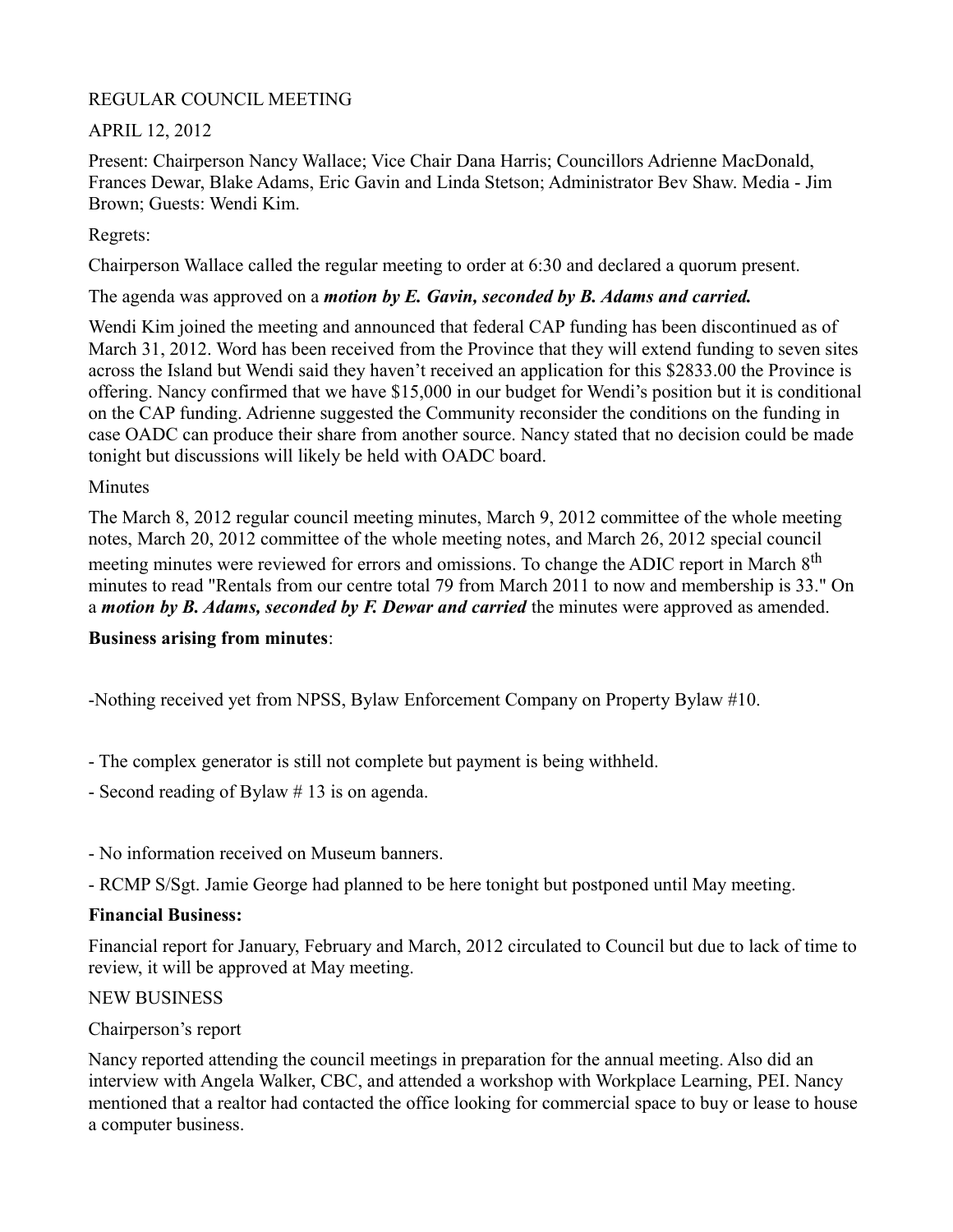REGULAR COUNCIL MEETING

APRIL 12, 2012

Present: Chairperson Nancy Wallace; Vice Chair Dana Harris; Councillors Adrienne MacDonald, Frances Dewar, Blake Adams, Eric Gavin and Linda Stetson; Administrator Bev Shaw. Media - Jim Brown; Guests: Wendi Kim.

Regrets:

Chairperson Wallace called the regular meeting to order at 6:30 and declared a quorum present.

The agenda was approved on a ***motion by E. Gavin, seconded by B. Adams and carried.***

Wendi Kim joined the meeting and announced that federal CAP funding has been discontinued as of March 31, 2012. Word has been received from the Province that they will extend funding to seven sites across the Island but Wendi said they haven't received an application for this $2833.00 the Province is offering. Nancy confirmed that we have $15,000 in our budget for Wendi's position but it is conditional on the CAP funding. Adrienne suggested the Community reconsider the conditions on the funding in case OADC can produce their share from another source. Nancy stated that no decision could be made tonight but discussions will likely be held with OADC board.

Minutes

The March 8, 2012 regular council meeting minutes, March 9, 2012 committee of the whole meeting notes, March 20, 2012 committee of the whole meeting notes, and March 26, 2012 special council meeting minutes were reviewed for errors and omissions. To change the ADIC report in March 8th minutes to read "Rentals from our centre total 79 from March 2011 to now and membership is 33." On a ***motion by B. Adams, seconded by F. Dewar and carried*** the minutes were approved as amended.

**Business arising from minutes**:

-Nothing received yet from NPSS, Bylaw Enforcement Company on Property Bylaw #10.

- The complex generator is still not complete but payment is being withheld.
- Second reading of Bylaw # 13 is on agenda.

- No information received on Museum banners.
- RCMP S/Sgt. Jamie George had planned to be here tonight but postponed until May meeting.

**Financial Business:**

Financial report for January, February and March, 2012 circulated to Council but due to lack of time to review, it will be approved at May meeting.

NEW BUSINESS

Chairperson's report

Nancy reported attending the council meetings in preparation for the annual meeting. Also did an interview with Angela Walker, CBC, and attended a workshop with Workplace Learning, PEI. Nancy mentioned that a realtor had contacted the office looking for commercial space to buy or lease to house a computer business.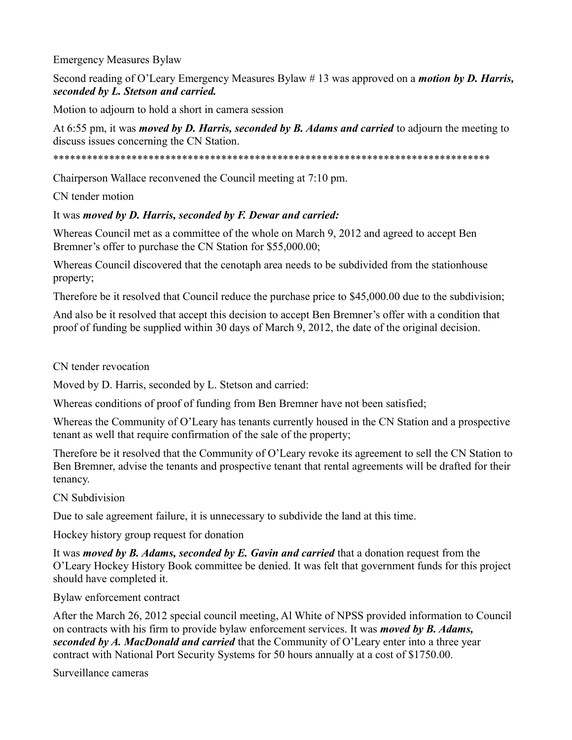Emergency Measures Bylaw

Second reading of O'Leary Emergency Measures Bylaw # 13 was approved on a ***motion by D. Harris, seconded by L. Stetson and carried.***

Motion to adjourn to hold a short in camera session

At 6:55 pm, it was ***moved by D. Harris, seconded by B. Adams and carried*** to adjourn the meeting to discuss issues concerning the CN Station.

*******************************************************************************

Chairperson Wallace reconvened the Council meeting at 7:10 pm.

CN tender motion

It was ***moved by D. Harris, seconded by F. Dewar and carried:***

Whereas Council met as a committee of the whole on March 9, 2012 and agreed to accept Ben Bremner's offer to purchase the CN Station for $55,000.00;

Whereas Council discovered that the cenotaph area needs to be subdivided from the stationhouse property;

Therefore be it resolved that Council reduce the purchase price to $45,000.00 due to the subdivision;

And also be it resolved that accept this decision to accept Ben Bremner's offer with a condition that proof of funding be supplied within 30 days of March 9, 2012, the date of the original decision.

CN tender revocation

Moved by D. Harris, seconded by L. Stetson and carried:

Whereas conditions of proof of funding from Ben Bremner have not been satisfied;

Whereas the Community of O'Leary has tenants currently housed in the CN Station and a prospective tenant as well that require confirmation of the sale of the property;

Therefore be it resolved that the Community of O'Leary revoke its agreement to sell the CN Station to Ben Bremner, advise the tenants and prospective tenant that rental agreements will be drafted for their tenancy.

CN Subdivision

Due to sale agreement failure, it is unnecessary to subdivide the land at this time.

Hockey history group request for donation

It was ***moved by B. Adams, seconded by E. Gavin and carried*** that a donation request from the O'Leary Hockey History Book committee be denied. It was felt that government funds for this project should have completed it.

Bylaw enforcement contract

After the March 26, 2012 special council meeting, Al White of NPSS provided information to Council on contracts with his firm to provide bylaw enforcement services. It was ***moved by B. Adams, seconded by A. MacDonald and carried*** that the Community of O'Leary enter into a three year contract with National Port Security Systems for 50 hours annually at a cost of $1750.00.

Surveillance cameras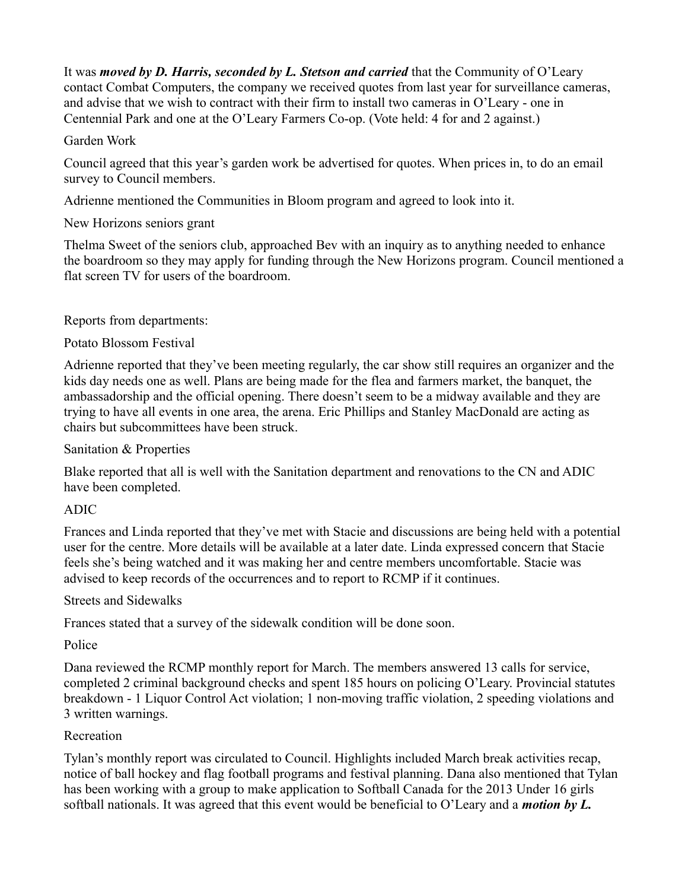It was ***moved by D. Harris, seconded by L. Stetson and carried*** that the Community of O'Leary contact Combat Computers, the company we received quotes from last year for surveillance cameras, and advise that we wish to contract with their firm to install two cameras in O'Leary - one in Centennial Park and one at the O'Leary Farmers Co-op. (Vote held: 4 for and 2 against.)

Garden Work

Council agreed that this year's garden work be advertised for quotes. When prices in, to do an email survey to Council members.

Adrienne mentioned the Communities in Bloom program and agreed to look into it.

New Horizons seniors grant

Thelma Sweet of the seniors club, approached Bev with an inquiry as to anything needed to enhance the boardroom so they may apply for funding through the New Horizons program. Council mentioned a flat screen TV for users of the boardroom.

Reports from departments:

Potato Blossom Festival

Adrienne reported that they've been meeting regularly, the car show still requires an organizer and the kids day needs one as well. Plans are being made for the flea and farmers market, the banquet, the ambassadorship and the official opening. There doesn't seem to be a midway available and they are trying to have all events in one area, the arena. Eric Phillips and Stanley MacDonald are acting as chairs but subcommittees have been struck.

Sanitation & Properties

Blake reported that all is well with the Sanitation department and renovations to the CN and ADIC have been completed.

ADIC

Frances and Linda reported that they've met with Stacie and discussions are being held with a potential user for the centre. More details will be available at a later date. Linda expressed concern that Stacie feels she's being watched and it was making her and centre members uncomfortable. Stacie was advised to keep records of the occurrences and to report to RCMP if it continues.

Streets and Sidewalks

Frances stated that a survey of the sidewalk condition will be done soon.

Police

Dana reviewed the RCMP monthly report for March. The members answered 13 calls for service, completed 2 criminal background checks and spent 185 hours on policing O'Leary. Provincial statutes breakdown - 1 Liquor Control Act violation; 1 non-moving traffic violation, 2 speeding violations and 3 written warnings.

Recreation

Tylan's monthly report was circulated to Council. Highlights included March break activities recap, notice of ball hockey and flag football programs and festival planning. Dana also mentioned that Tylan has been working with a group to make application to Softball Canada for the 2013 Under 16 girls softball nationals. It was agreed that this event would be beneficial to O'Leary and a ***motion by L.***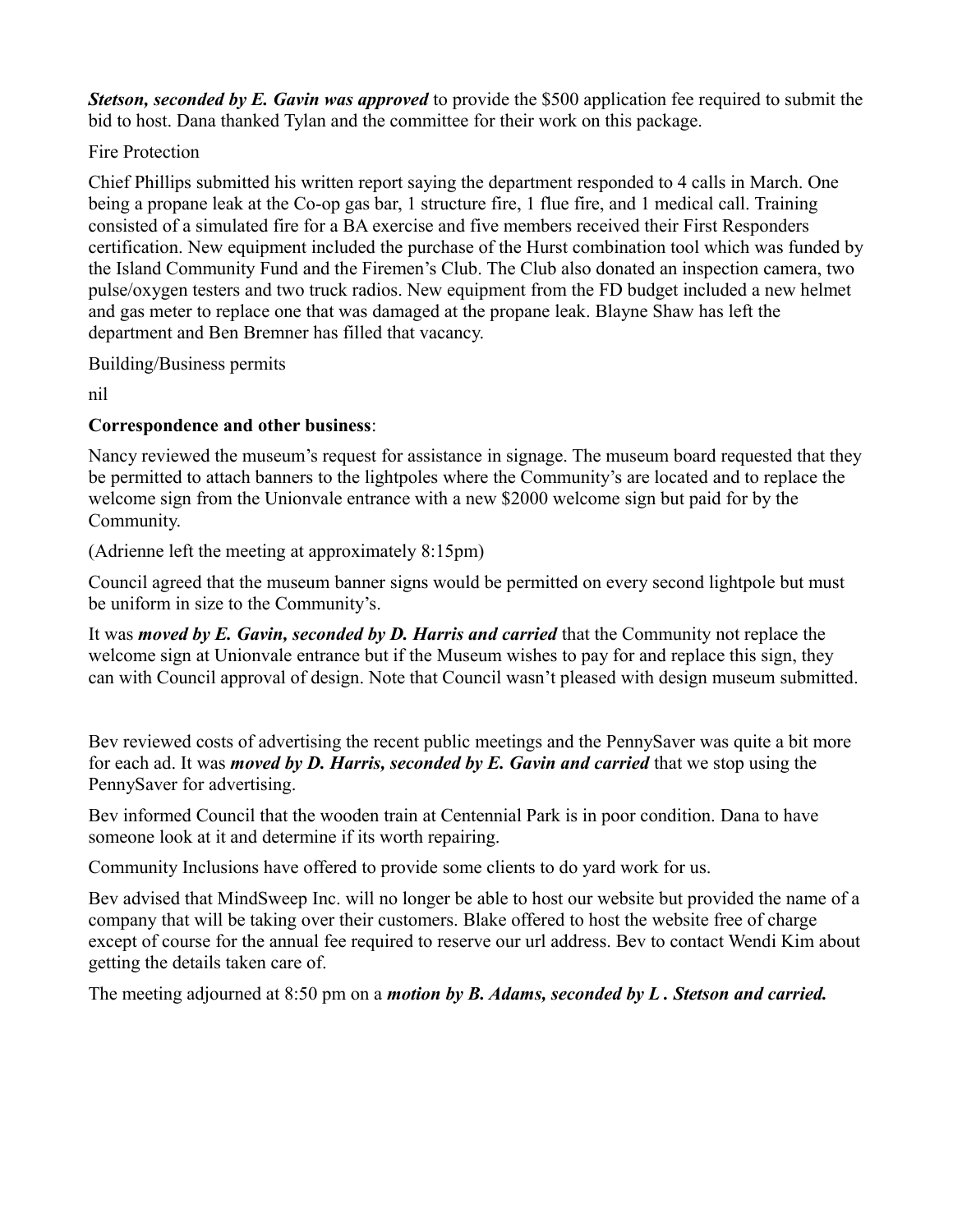***Stetson, seconded by E. Gavin was approved*** to provide the $500 application fee required to submit the bid to host. Dana thanked Tylan and the committee for their work on this package.

Fire Protection

Chief Phillips submitted his written report saying the department responded to 4 calls in March. One being a propane leak at the Co-op gas bar, 1 structure fire, 1 flue fire, and 1 medical call. Training consisted of a simulated fire for a BA exercise and five members received their First Responders certification. New equipment included the purchase of the Hurst combination tool which was funded by the Island Community Fund and the Firemen's Club. The Club also donated an inspection camera, two pulse/oxygen testers and two truck radios. New equipment from the FD budget included a new helmet and gas meter to replace one that was damaged at the propane leak. Blayne Shaw has left the department and Ben Bremner has filled that vacancy.

Building/Business permits

nil

**Correspondence and other business**:

Nancy reviewed the museum's request for assistance in signage. The museum board requested that they be permitted to attach banners to the lightpoles where the Community's are located and to replace the welcome sign from the Unionvale entrance with a new $2000 welcome sign but paid for by the Community.

(Adrienne left the meeting at approximately 8:15pm)

Council agreed that the museum banner signs would be permitted on every second lightpole but must be uniform in size to the Community's.

It was ***moved by E. Gavin, seconded by D. Harris and carried*** that the Community not replace the welcome sign at Unionvale entrance but if the Museum wishes to pay for and replace this sign, they can with Council approval of design. Note that Council wasn't pleased with design museum submitted.

Bev reviewed costs of advertising the recent public meetings and the PennySaver was quite a bit more for each ad. It was ***moved by D. Harris, seconded by E. Gavin and carried*** that we stop using the PennySaver for advertising.

Bev informed Council that the wooden train at Centennial Park is in poor condition. Dana to have someone look at it and determine if its worth repairing.

Community Inclusions have offered to provide some clients to do yard work for us.

Bev advised that MindSweep Inc. will no longer be able to host our website but provided the name of a company that will be taking over their customers. Blake offered to host the website free of charge except of course for the annual fee required to reserve our url address. Bev to contact Wendi Kim about getting the details taken care of.

The meeting adjourned at 8:50 pm on a ***motion by B. Adams, seconded by L . Stetson and carried.***